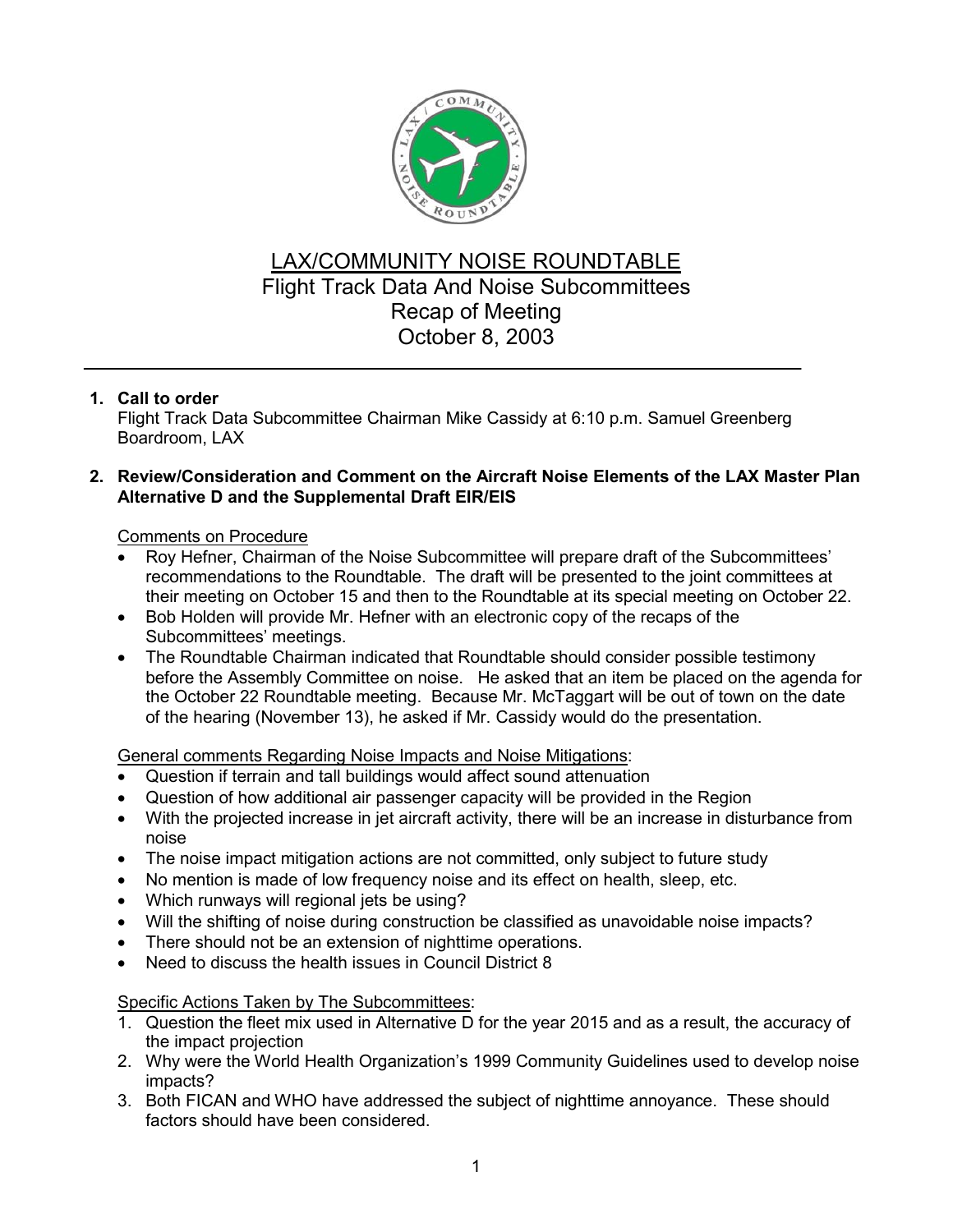# LAX/COMMUNITY NOISE ROUNDTABLE

## Flight Track Data And Noise Subcommittees
## Recap of Meeting
## October 8, 2003

---

1. **Call to order**
   Flight Track Data Subcommittee Chairman Mike Cassidy at 6:10 p.m. Samuel Greenberg Boardroom, LAX

2. **Review/Consideration and Comment on the Aircraft Noise Elements of the LAX Master Plan Alternative D and the Supplemental Draft EIR/EIS**

Comments on Procedure

- Roy Hefner, Chairman of the Noise Subcommittee will prepare draft of the Subcommittees' recommendations to the Roundtable. The draft will be presented to the joint committees at their meeting on October 15 and then to the Roundtable at its special meeting on October 22.
- Bob Holden will provide Mr. Hefner with an electronic copy of the recaps of the Subcommittees' meetings.
- The Roundtable Chairman indicated that Roundtable should consider possible testimony before the Assembly Committee on noise. He asked that an item be placed on the agenda for the October 22 Roundtable meeting. Because Mr. McTaggart will be out of town on the date of the hearing (November 13), he asked if Mr. Cassidy would do the presentation.

General comments Regarding Noise Impacts and Noise Mitigations:

- Question if terrain and tall buildings would affect sound attenuation
- Question of how additional air passenger capacity will be provided in the Region
- With the projected increase in jet aircraft activity, there will be an increase in disturbance from noise
- The noise impact mitigation actions are not committed, only subject to future study
- No mention is made of low frequency noise and its effect on health, sleep, etc.
- Which runways will regional jets be using?
- Will the shifting of noise during construction be classified as unavoidable noise impacts?
- There should not be an extension of nighttime operations.
- Need to discuss the health issues in Council District 8

Specific Actions Taken by The Subcommittees:

1. Question the fleet mix used in Alternative D for the year 2015 and as a result, the accuracy of the impact projection
2. Why were the World Health Organization's 1999 Community Guidelines used to develop noise impacts?
3. Both FICAN and WHO have addressed the subject of nighttime annoyance. These should factors should have been considered.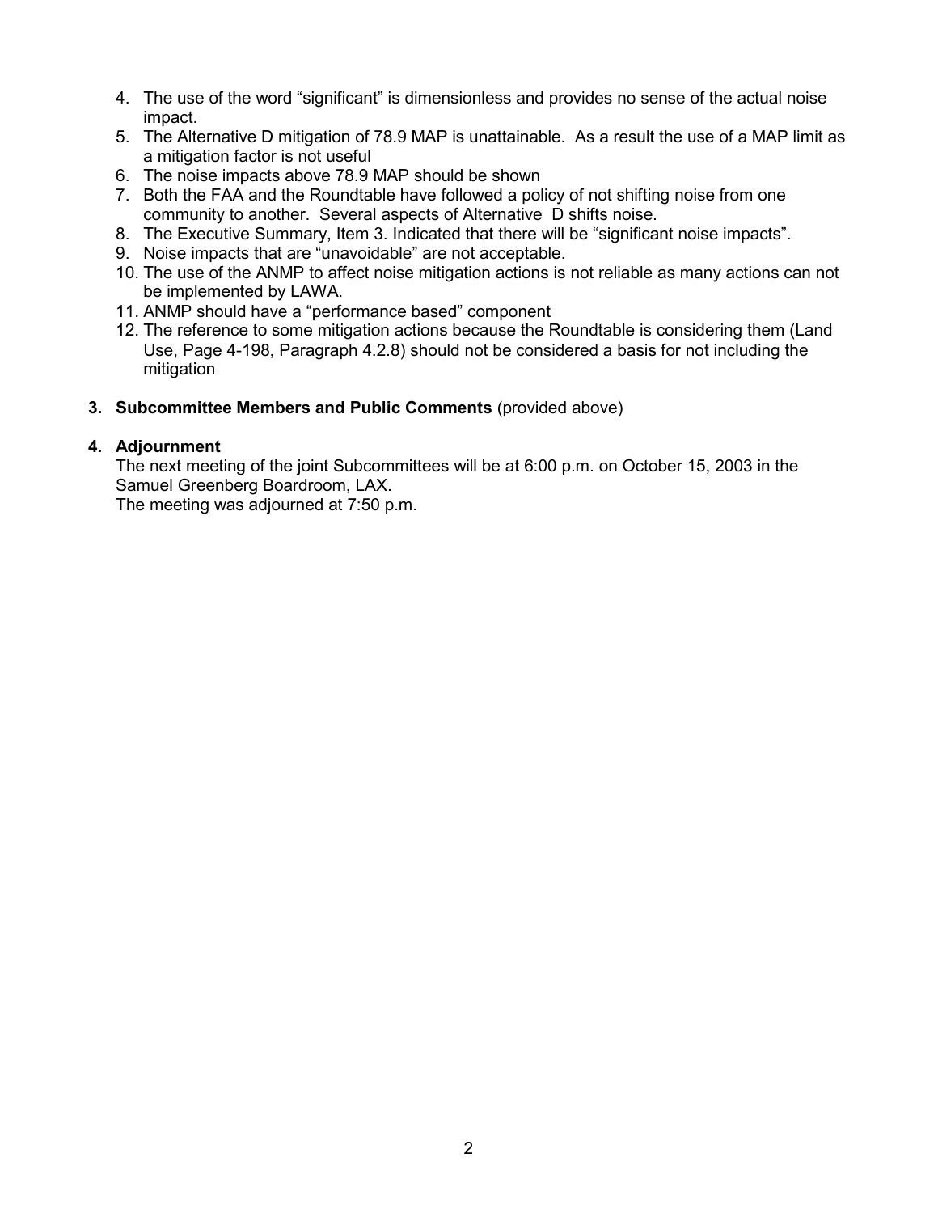4. The use of the word "significant" is dimensionless and provides no sense of the actual noise impact.
5. The Alternative D mitigation of 78.9 MAP is unattainable. As a result the use of a MAP limit as a mitigation factor is not useful
6. The noise impacts above 78.9 MAP should be shown
7. Both the FAA and the Roundtable have followed a policy of not shifting noise from one community to another. Several aspects of Alternative D shifts noise.
8. The Executive Summary, Item 3. Indicated that there will be "significant noise impacts".
9. Noise impacts that are "unavoidable" are not acceptable.
10. The use of the ANMP to affect noise mitigation actions is not reliable as many actions can not be implemented by LAWA.
11. ANMP should have a "performance based" component
12. The reference to some mitigation actions because the Roundtable is considering them (Land Use, Page 4-198, Paragraph 4.2.8) should not be considered a basis for not including the mitigation

**3. Subcommittee Members and Public Comments** (provided above)

**4. Adjournment**

The next meeting of the joint Subcommittees will be at 6:00 p.m. on October 15, 2003 in the Samuel Greenberg Boardroom, LAX.
The meeting was adjourned at 7:50 p.m.